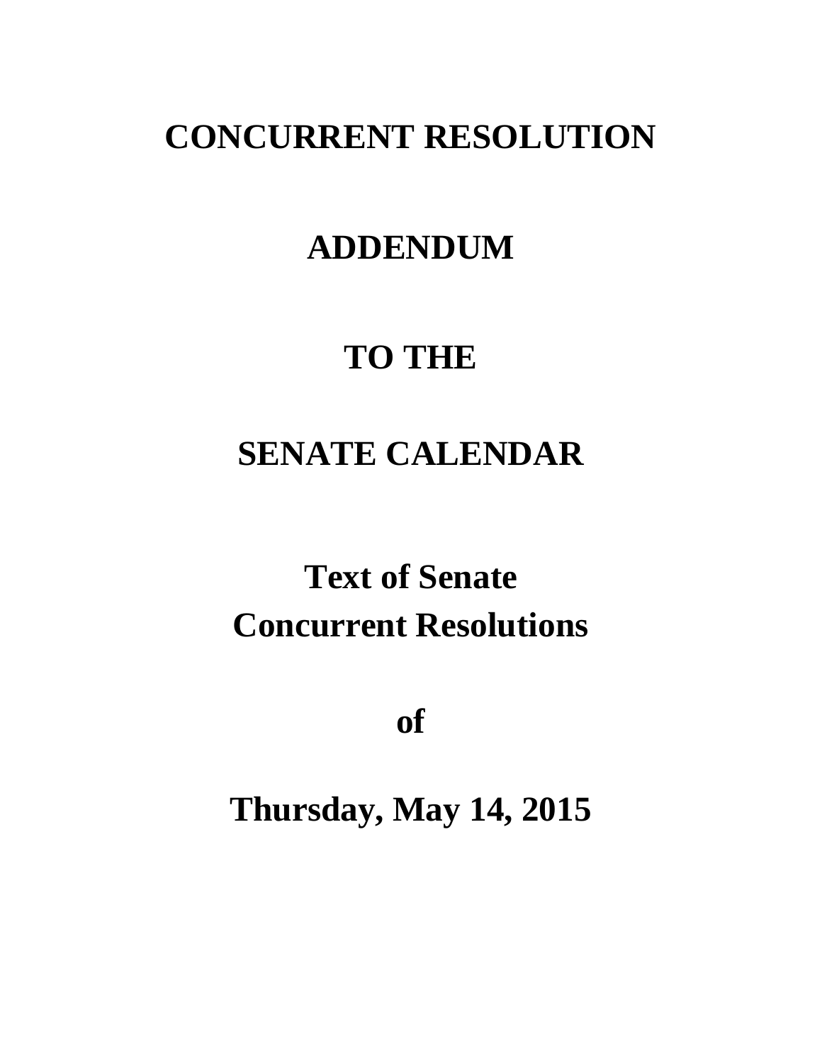# CONCURRENT RESOLUTION

# ADDENDUM

# TO THE

# SENATE CALENDAR

# Text of Senate Concurrent Resolutions

# of

# Thursday, May 14, 2015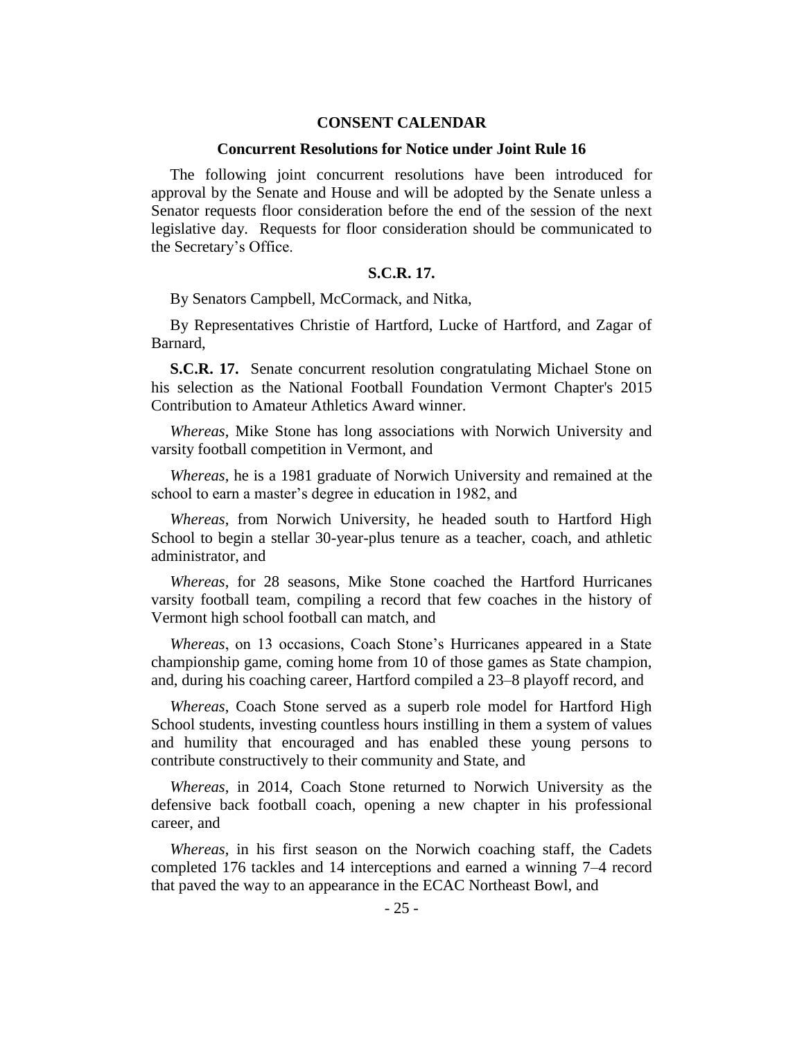## CONSENT CALENDAR

### Concurrent Resolutions for Notice under Joint Rule 16

The following joint concurrent resolutions have been introduced for approval by the Senate and House and will be adopted by the Senate unless a Senator requests floor consideration before the end of the session of the next legislative day. Requests for floor consideration should be communicated to the Secretary's Office.

### S.C.R. 17.

By Senators Campbell, McCormack, and Nitka,

By Representatives Christie of Hartford, Lucke of Hartford, and Zagar of Barnard,

**S.C.R. 17.** Senate concurrent resolution congratulating Michael Stone on his selection as the National Football Foundation Vermont Chapter's 2015 Contribution to Amateur Athletics Award winner.

*Whereas*, Mike Stone has long associations with Norwich University and varsity football competition in Vermont, and

*Whereas*, he is a 1981 graduate of Norwich University and remained at the school to earn a master's degree in education in 1982, and

*Whereas*, from Norwich University, he headed south to Hartford High School to begin a stellar 30-year-plus tenure as a teacher, coach, and athletic administrator, and

*Whereas*, for 28 seasons, Mike Stone coached the Hartford Hurricanes varsity football team, compiling a record that few coaches in the history of Vermont high school football can match, and

*Whereas*, on 13 occasions, Coach Stone's Hurricanes appeared in a State championship game, coming home from 10 of those games as State champion, and, during his coaching career, Hartford compiled a 23–8 playoff record, and

*Whereas*, Coach Stone served as a superb role model for Hartford High School students, investing countless hours instilling in them a system of values and humility that encouraged and has enabled these young persons to contribute constructively to their community and State, and

*Whereas*, in 2014, Coach Stone returned to Norwich University as the defensive back football coach, opening a new chapter in his professional career, and

*Whereas*, in his first season on the Norwich coaching staff, the Cadets completed 176 tackles and 14 interceptions and earned a winning 7–4 record that paved the way to an appearance in the ECAC Northeast Bowl, and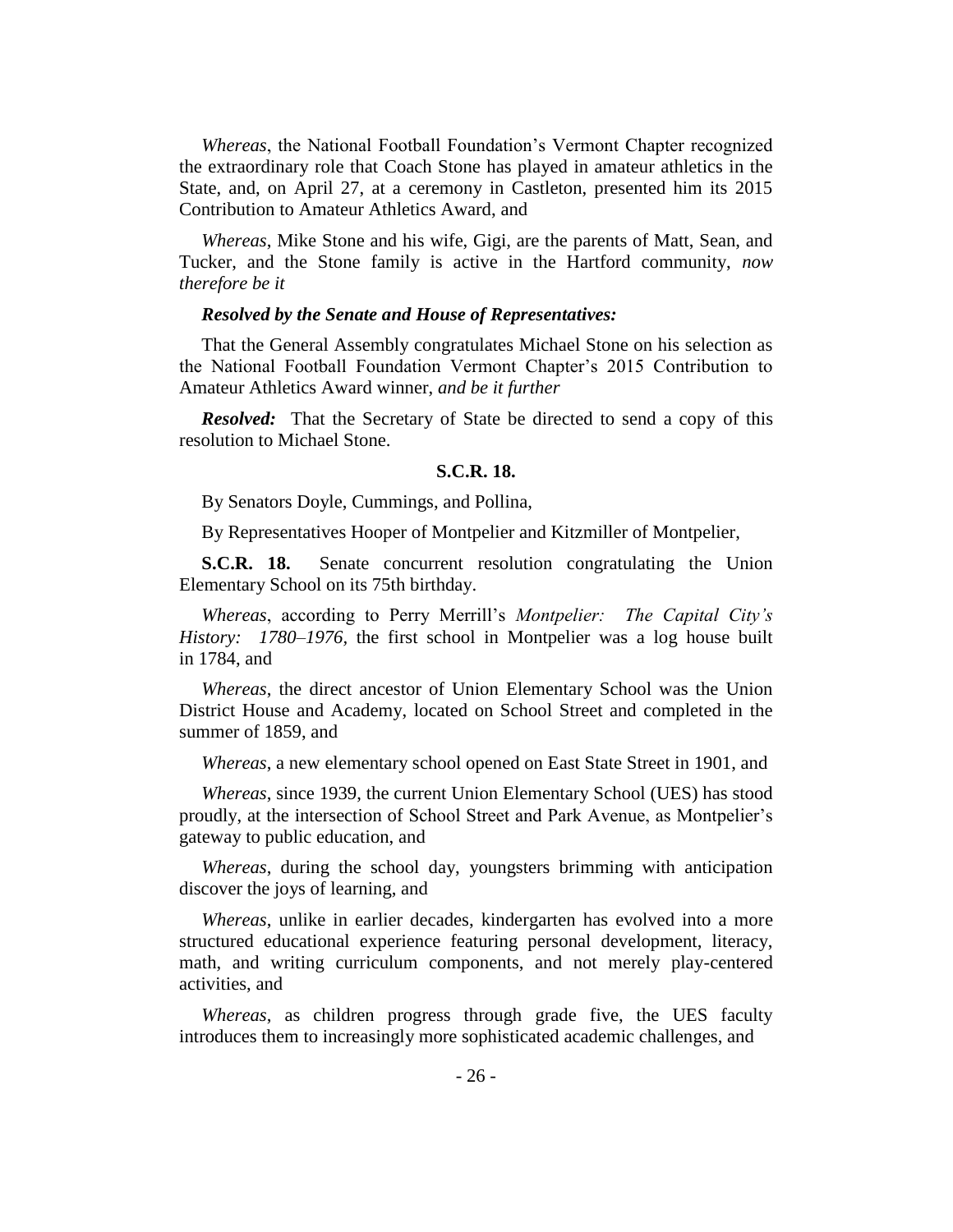*Whereas*, the National Football Foundation's Vermont Chapter recognized the extraordinary role that Coach Stone has played in amateur athletics in the State, and, on April 27, at a ceremony in Castleton, presented him its 2015 Contribution to Amateur Athletics Award, and

*Whereas*, Mike Stone and his wife, Gigi, are the parents of Matt, Sean, and Tucker, and the Stone family is active in the Hartford community, *now therefore be it*

***Resolved by the Senate and House of Representatives:***

That the General Assembly congratulates Michael Stone on his selection as the National Football Foundation Vermont Chapter's 2015 Contribution to Amateur Athletics Award winner, *and be it further*

***Resolved:*** That the Secretary of State be directed to send a copy of this resolution to Michael Stone.

**S.C.R. 18.**

By Senators Doyle, Cummings, and Pollina,

By Representatives Hooper of Montpelier and Kitzmiller of Montpelier,

**S.C.R. 18.** Senate concurrent resolution congratulating the Union Elementary School on its 75th birthday.

*Whereas*, according to Perry Merrill's *Montpelier: The Capital City's History: 1780–1976*, the first school in Montpelier was a log house built in 1784, and

*Whereas*, the direct ancestor of Union Elementary School was the Union District House and Academy, located on School Street and completed in the summer of 1859, and

*Whereas*, a new elementary school opened on East State Street in 1901, and

*Whereas*, since 1939, the current Union Elementary School (UES) has stood proudly, at the intersection of School Street and Park Avenue, as Montpelier's gateway to public education, and

*Whereas*, during the school day, youngsters brimming with anticipation discover the joys of learning, and

*Whereas*, unlike in earlier decades, kindergarten has evolved into a more structured educational experience featuring personal development, literacy, math, and writing curriculum components, and not merely play-centered activities, and

*Whereas*, as children progress through grade five, the UES faculty introduces them to increasingly more sophisticated academic challenges, and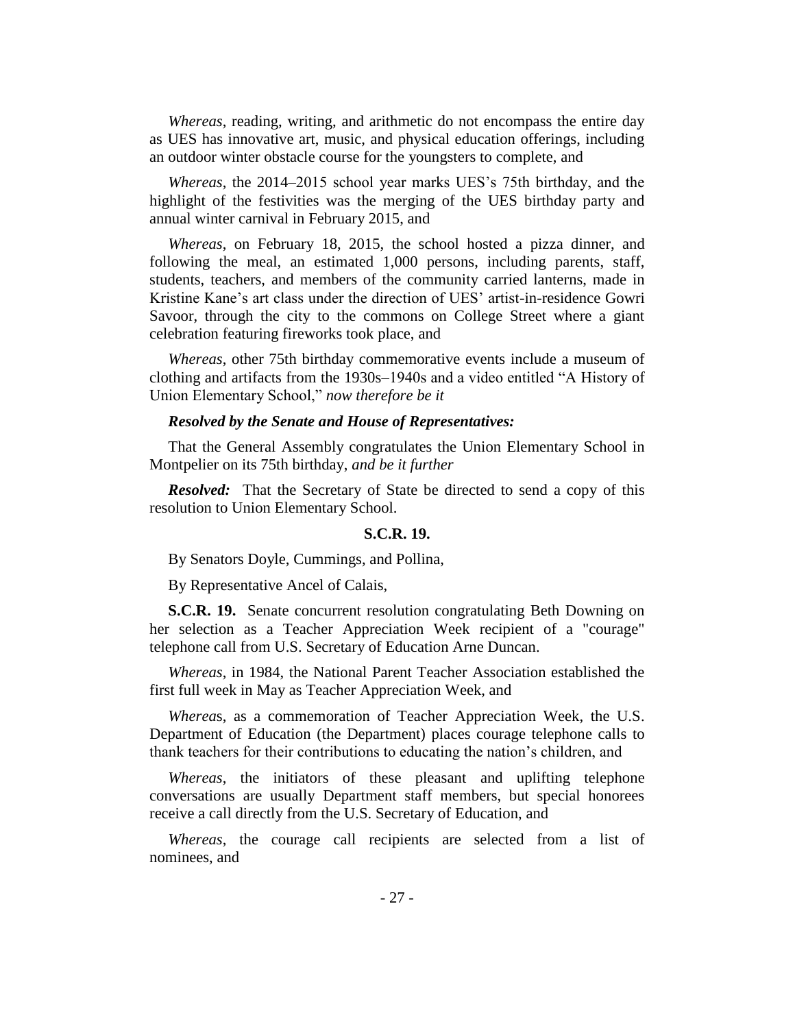*Whereas*, reading, writing, and arithmetic do not encompass the entire day as UES has innovative art, music, and physical education offerings, including an outdoor winter obstacle course for the youngsters to complete, and

*Whereas*, the 2014–2015 school year marks UES's 75th birthday, and the highlight of the festivities was the merging of the UES birthday party and annual winter carnival in February 2015, and

*Whereas*, on February 18, 2015, the school hosted a pizza dinner, and following the meal, an estimated 1,000 persons, including parents, staff, students, teachers, and members of the community carried lanterns, made in Kristine Kane's art class under the direction of UES' artist-in-residence Gowri Savoor, through the city to the commons on College Street where a giant celebration featuring fireworks took place, and

*Whereas*, other 75th birthday commemorative events include a museum of clothing and artifacts from the 1930s–1940s and a video entitled "A History of Union Elementary School," *now therefore be it*

***Resolved by the Senate and House of Representatives:***

That the General Assembly congratulates the Union Elementary School in Montpelier on its 75th birthday, *and be it further*

***Resolved:*** That the Secretary of State be directed to send a copy of this resolution to Union Elementary School.

**S.C.R. 19.**

By Senators Doyle, Cummings, and Pollina,

By Representative Ancel of Calais,

**S.C.R. 19.** Senate concurrent resolution congratulating Beth Downing on her selection as a Teacher Appreciation Week recipient of a "courage" telephone call from U.S. Secretary of Education Arne Duncan.

*Whereas*, in 1984, the National Parent Teacher Association established the first full week in May as Teacher Appreciation Week, and

*Whereas*, as a commemoration of Teacher Appreciation Week, the U.S. Department of Education (the Department) places courage telephone calls to thank teachers for their contributions to educating the nation's children, and

*Whereas*, the initiators of these pleasant and uplifting telephone conversations are usually Department staff members, but special honorees receive a call directly from the U.S. Secretary of Education, and

*Whereas*, the courage call recipients are selected from a list of nominees, and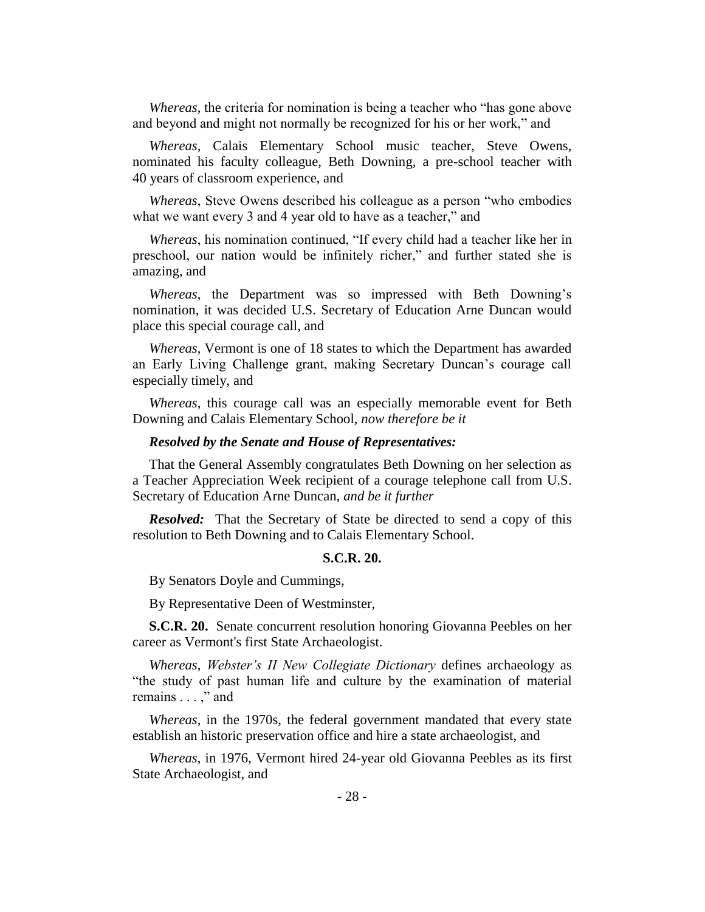*Whereas*, the criteria for nomination is being a teacher who "has gone above and beyond and might not normally be recognized for his or her work," and

*Whereas*, Calais Elementary School music teacher, Steve Owens, nominated his faculty colleague, Beth Downing, a pre-school teacher with 40 years of classroom experience, and

*Whereas*, Steve Owens described his colleague as a person "who embodies what we want every 3 and 4 year old to have as a teacher," and

*Whereas*, his nomination continued, "If every child had a teacher like her in preschool, our nation would be infinitely richer," and further stated she is amazing, and

*Whereas*, the Department was so impressed with Beth Downing's nomination, it was decided U.S. Secretary of Education Arne Duncan would place this special courage call, and

*Whereas*, Vermont is one of 18 states to which the Department has awarded an Early Living Challenge grant, making Secretary Duncan's courage call especially timely, and

*Whereas*, this courage call was an especially memorable event for Beth Downing and Calais Elementary School, *now therefore be it*

***Resolved by the Senate and House of Representatives:***

That the General Assembly congratulates Beth Downing on her selection as a Teacher Appreciation Week recipient of a courage telephone call from U.S. Secretary of Education Arne Duncan, *and be it further*

***Resolved:*** That the Secretary of State be directed to send a copy of this resolution to Beth Downing and to Calais Elementary School.

**S.C.R. 20.**

By Senators Doyle and Cummings,

By Representative Deen of Westminster,

**S.C.R. 20.** Senate concurrent resolution honoring Giovanna Peebles on her career as Vermont's first State Archaeologist.

*Whereas*, *Webster's II New Collegiate Dictionary* defines archaeology as "the study of past human life and culture by the examination of material remains . . . ," and

*Whereas*, in the 1970s, the federal government mandated that every state establish an historic preservation office and hire a state archaeologist, and

*Whereas*, in 1976, Vermont hired 24-year old Giovanna Peebles as its first State Archaeologist, and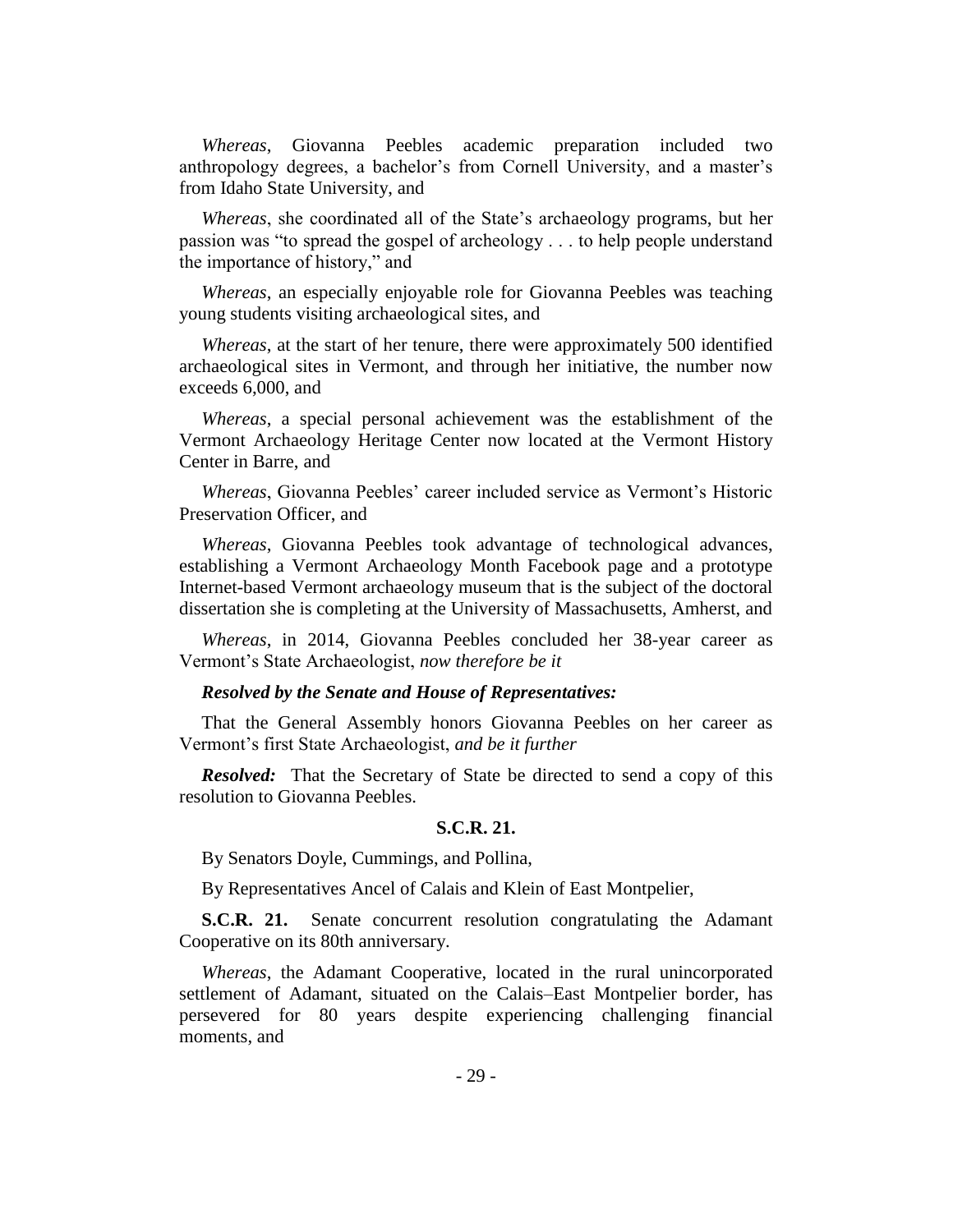*Whereas*, Giovanna Peebles academic preparation included two anthropology degrees, a bachelor's from Cornell University, and a master's from Idaho State University, and

*Whereas*, she coordinated all of the State's archaeology programs, but her passion was "to spread the gospel of archeology . . . to help people understand the importance of history," and

*Whereas*, an especially enjoyable role for Giovanna Peebles was teaching young students visiting archaeological sites, and

*Whereas*, at the start of her tenure, there were approximately 500 identified archaeological sites in Vermont, and through her initiative, the number now exceeds 6,000, and

*Whereas*, a special personal achievement was the establishment of the Vermont Archaeology Heritage Center now located at the Vermont History Center in Barre, and

*Whereas*, Giovanna Peebles' career included service as Vermont's Historic Preservation Officer, and

*Whereas*, Giovanna Peebles took advantage of technological advances, establishing a Vermont Archaeology Month Facebook page and a prototype Internet-based Vermont archaeology museum that is the subject of the doctoral dissertation she is completing at the University of Massachusetts, Amherst, and

*Whereas*, in 2014, Giovanna Peebles concluded her 38-year career as Vermont's State Archaeologist, *now therefore be it*

***Resolved by the Senate and House of Representatives:***

That the General Assembly honors Giovanna Peebles on her career as Vermont's first State Archaeologist, *and be it further*

***Resolved:*** That the Secretary of State be directed to send a copy of this resolution to Giovanna Peebles.

**S.C.R. 21.**

By Senators Doyle, Cummings, and Pollina,

By Representatives Ancel of Calais and Klein of East Montpelier,

**S.C.R. 21.** Senate concurrent resolution congratulating the Adamant Cooperative on its 80th anniversary.

*Whereas*, the Adamant Cooperative, located in the rural unincorporated settlement of Adamant, situated on the Calais–East Montpelier border, has persevered for 80 years despite experiencing challenging financial moments, and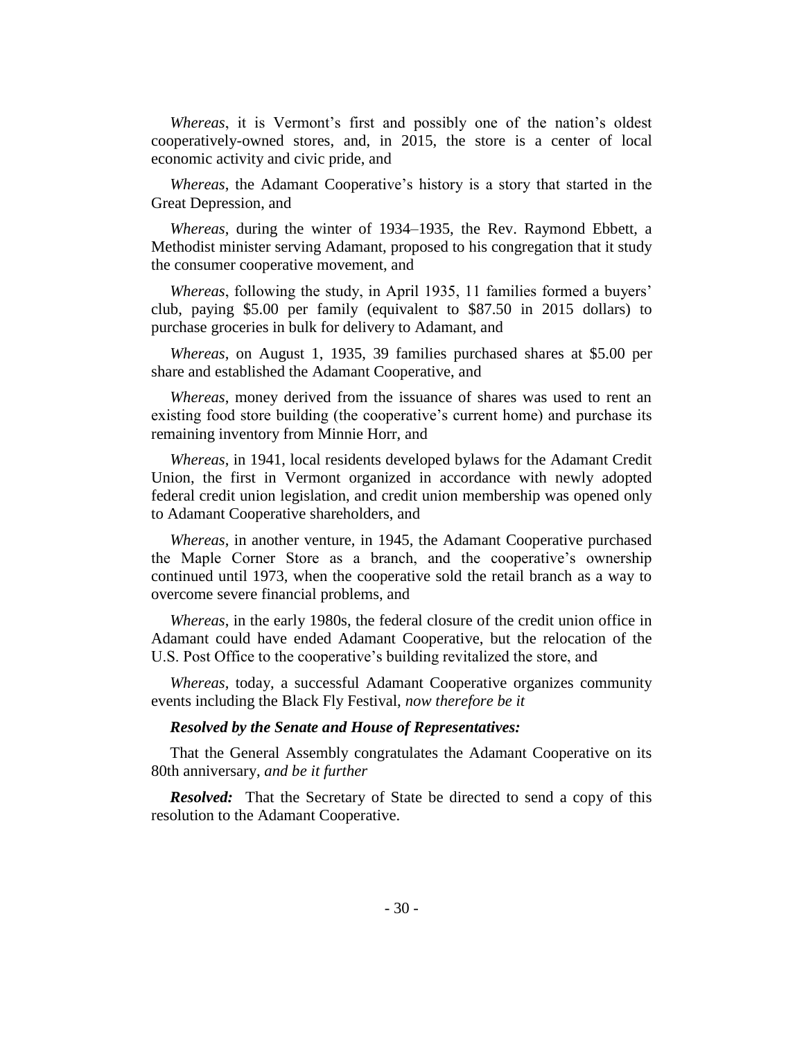*Whereas*, it is Vermont's first and possibly one of the nation's oldest cooperatively-owned stores, and, in 2015, the store is a center of local economic activity and civic pride, and

*Whereas*, the Adamant Cooperative's history is a story that started in the Great Depression, and

*Whereas*, during the winter of 1934–1935, the Rev. Raymond Ebbett, a Methodist minister serving Adamant, proposed to his congregation that it study the consumer cooperative movement, and

*Whereas*, following the study, in April 1935, 11 families formed a buyers' club, paying $5.00 per family (equivalent to $87.50 in 2015 dollars) to purchase groceries in bulk for delivery to Adamant, and

*Whereas*, on August 1, 1935, 39 families purchased shares at $5.00 per share and established the Adamant Cooperative, and

*Whereas*, money derived from the issuance of shares was used to rent an existing food store building (the cooperative's current home) and purchase its remaining inventory from Minnie Horr, and

*Whereas*, in 1941, local residents developed bylaws for the Adamant Credit Union, the first in Vermont organized in accordance with newly adopted federal credit union legislation, and credit union membership was opened only to Adamant Cooperative shareholders, and

*Whereas*, in another venture, in 1945, the Adamant Cooperative purchased the Maple Corner Store as a branch, and the cooperative's ownership continued until 1973, when the cooperative sold the retail branch as a way to overcome severe financial problems, and

*Whereas*, in the early 1980s, the federal closure of the credit union office in Adamant could have ended Adamant Cooperative, but the relocation of the U.S. Post Office to the cooperative's building revitalized the store, and

*Whereas*, today, a successful Adamant Cooperative organizes community events including the Black Fly Festival, *now therefore be it*

***Resolved by the Senate and House of Representatives:***

That the General Assembly congratulates the Adamant Cooperative on its 80th anniversary, *and be it further*

***Resolved:*** That the Secretary of State be directed to send a copy of this resolution to the Adamant Cooperative.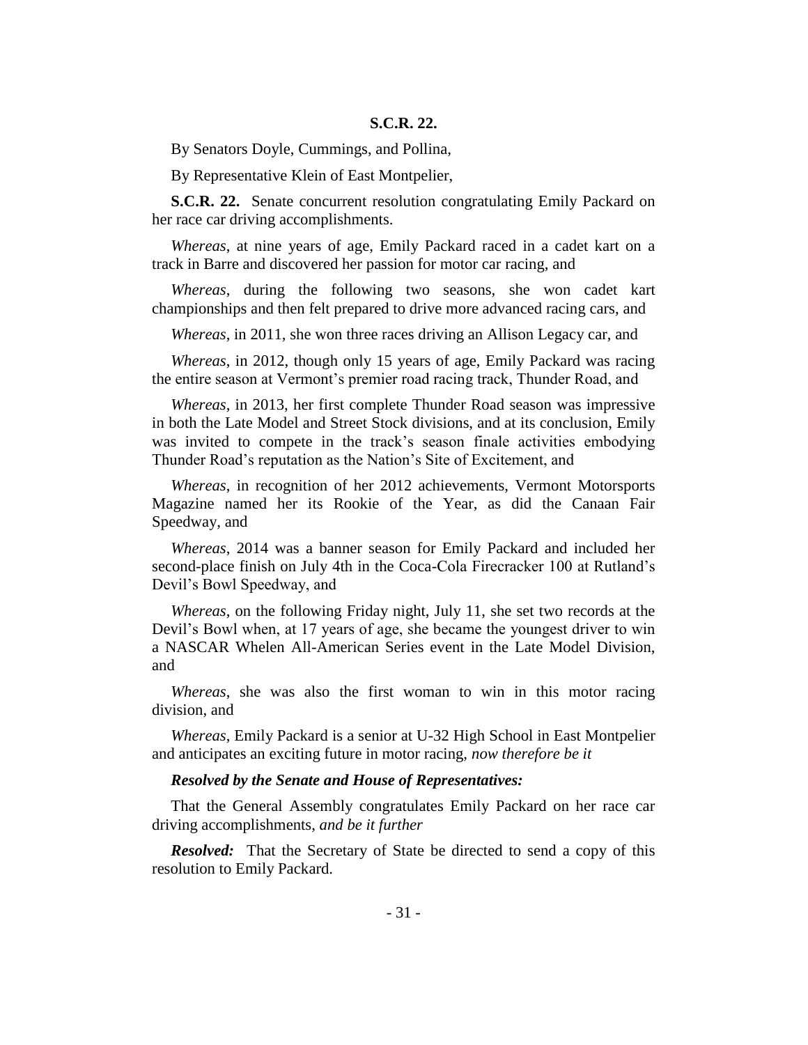**S.C.R. 22.**

By Senators Doyle, Cummings, and Pollina,

By Representative Klein of East Montpelier,

**S.C.R. 22.** Senate concurrent resolution congratulating Emily Packard on her race car driving accomplishments.

*Whereas*, at nine years of age, Emily Packard raced in a cadet kart on a track in Barre and discovered her passion for motor car racing, and

*Whereas*, during the following two seasons, she won cadet kart championships and then felt prepared to drive more advanced racing cars, and

*Whereas*, in 2011, she won three races driving an Allison Legacy car, and

*Whereas*, in 2012, though only 15 years of age, Emily Packard was racing the entire season at Vermont's premier road racing track, Thunder Road, and

*Whereas*, in 2013, her first complete Thunder Road season was impressive in both the Late Model and Street Stock divisions, and at its conclusion, Emily was invited to compete in the track's season finale activities embodying Thunder Road's reputation as the Nation's Site of Excitement, and

*Whereas*, in recognition of her 2012 achievements, Vermont Motorsports Magazine named her its Rookie of the Year, as did the Canaan Fair Speedway, and

*Whereas*, 2014 was a banner season for Emily Packard and included her second-place finish on July 4th in the Coca-Cola Firecracker 100 at Rutland's Devil's Bowl Speedway, and

*Whereas*, on the following Friday night, July 11, she set two records at the Devil's Bowl when, at 17 years of age, she became the youngest driver to win a NASCAR Whelen All-American Series event in the Late Model Division, and

*Whereas*, she was also the first woman to win in this motor racing division, and

*Whereas*, Emily Packard is a senior at U-32 High School in East Montpelier and anticipates an exciting future in motor racing, *now therefore be it*

***Resolved by the Senate and House of Representatives:***

That the General Assembly congratulates Emily Packard on her race car driving accomplishments, *and be it further*

***Resolved:*** That the Secretary of State be directed to send a copy of this resolution to Emily Packard.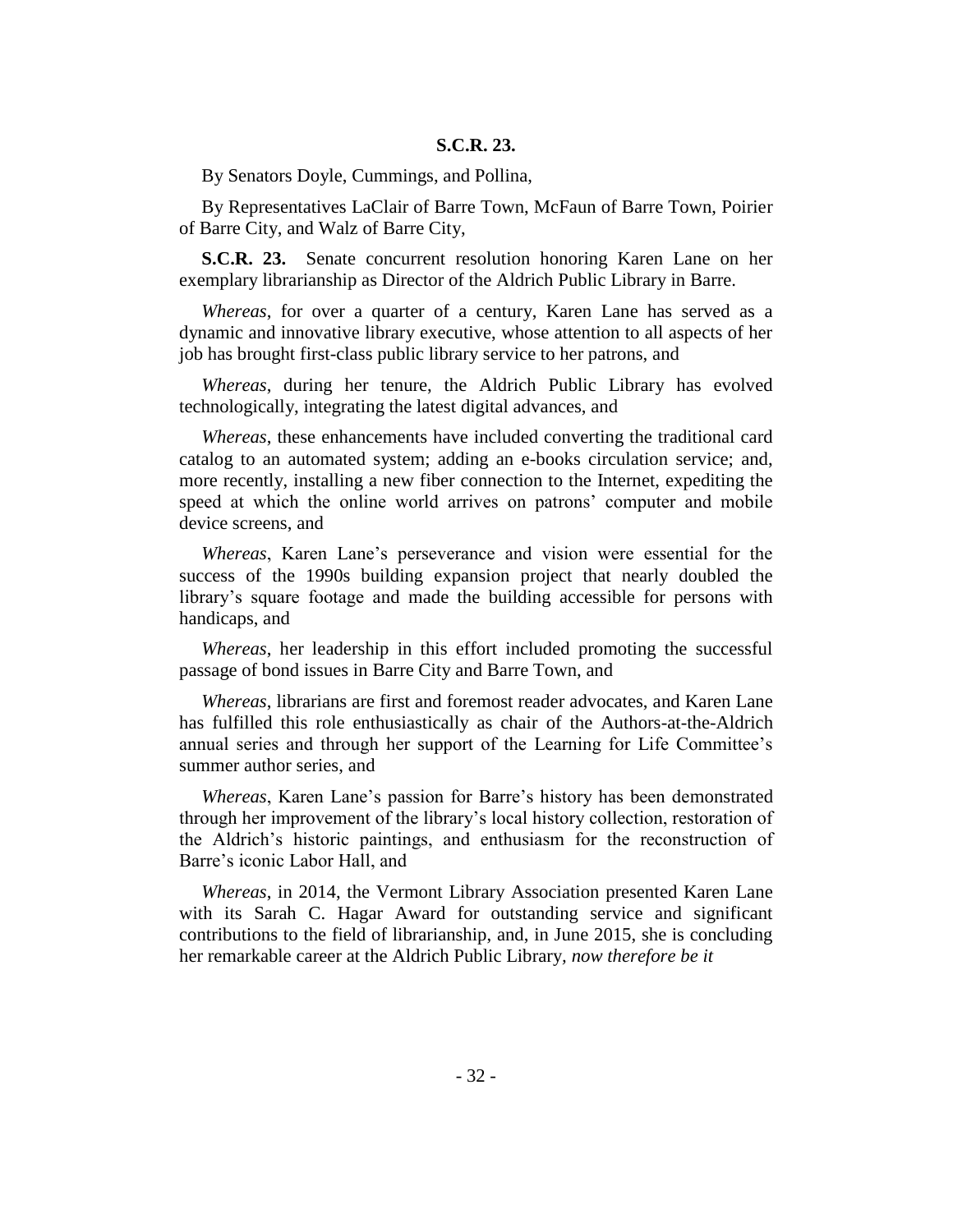**S.C.R. 23.**

By Senators Doyle, Cummings, and Pollina,

By Representatives LaClair of Barre Town, McFaun of Barre Town, Poirier of Barre City, and Walz of Barre City,

**S.C.R. 23.** Senate concurrent resolution honoring Karen Lane on her exemplary librarianship as Director of the Aldrich Public Library in Barre.

*Whereas*, for over a quarter of a century, Karen Lane has served as a dynamic and innovative library executive, whose attention to all aspects of her job has brought first-class public library service to her patrons, and

*Whereas*, during her tenure, the Aldrich Public Library has evolved technologically, integrating the latest digital advances, and

*Whereas*, these enhancements have included converting the traditional card catalog to an automated system; adding an e-books circulation service; and, more recently, installing a new fiber connection to the Internet, expediting the speed at which the online world arrives on patrons' computer and mobile device screens, and

*Whereas*, Karen Lane's perseverance and vision were essential for the success of the 1990s building expansion project that nearly doubled the library's square footage and made the building accessible for persons with handicaps, and

*Whereas*, her leadership in this effort included promoting the successful passage of bond issues in Barre City and Barre Town, and

*Whereas*, librarians are first and foremost reader advocates, and Karen Lane has fulfilled this role enthusiastically as chair of the Authors-at-the-Aldrich annual series and through her support of the Learning for Life Committee's summer author series, and

*Whereas*, Karen Lane's passion for Barre's history has been demonstrated through her improvement of the library's local history collection, restoration of the Aldrich's historic paintings, and enthusiasm for the reconstruction of Barre's iconic Labor Hall, and

*Whereas*, in 2014, the Vermont Library Association presented Karen Lane with its Sarah C. Hagar Award for outstanding service and significant contributions to the field of librarianship, and, in June 2015, she is concluding her remarkable career at the Aldrich Public Library, *now therefore be it*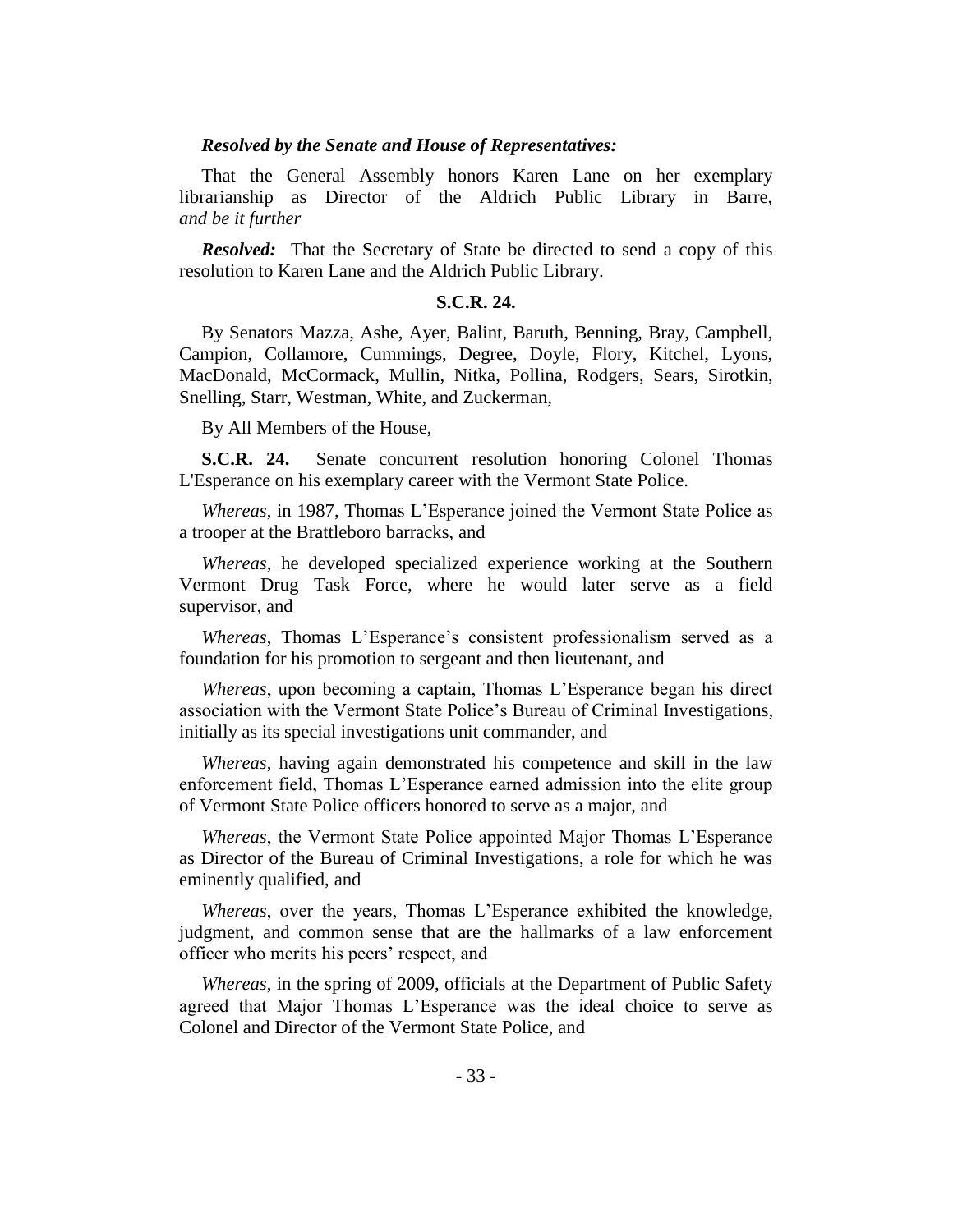***Resolved by the Senate and House of Representatives:***

That the General Assembly honors Karen Lane on her exemplary librarianship as Director of the Aldrich Public Library in Barre, *and be it further*

***Resolved:*** That the Secretary of State be directed to send a copy of this resolution to Karen Lane and the Aldrich Public Library.

**S.C.R. 24.**

By Senators Mazza, Ashe, Ayer, Balint, Baruth, Benning, Bray, Campbell, Campion, Collamore, Cummings, Degree, Doyle, Flory, Kitchel, Lyons, MacDonald, McCormack, Mullin, Nitka, Pollina, Rodgers, Sears, Sirotkin, Snelling, Starr, Westman, White, and Zuckerman,

By All Members of the House,

**S.C.R. 24.** Senate concurrent resolution honoring Colonel Thomas L'Esperance on his exemplary career with the Vermont State Police.

*Whereas*, in 1987, Thomas L'Esperance joined the Vermont State Police as a trooper at the Brattleboro barracks, and

*Whereas*, he developed specialized experience working at the Southern Vermont Drug Task Force, where he would later serve as a field supervisor, and

*Whereas*, Thomas L'Esperance's consistent professionalism served as a foundation for his promotion to sergeant and then lieutenant, and

*Whereas*, upon becoming a captain, Thomas L'Esperance began his direct association with the Vermont State Police's Bureau of Criminal Investigations, initially as its special investigations unit commander, and

*Whereas*, having again demonstrated his competence and skill in the law enforcement field, Thomas L'Esperance earned admission into the elite group of Vermont State Police officers honored to serve as a major, and

*Whereas*, the Vermont State Police appointed Major Thomas L'Esperance as Director of the Bureau of Criminal Investigations, a role for which he was eminently qualified, and

*Whereas*, over the years, Thomas L'Esperance exhibited the knowledge, judgment, and common sense that are the hallmarks of a law enforcement officer who merits his peers' respect, and

*Whereas*, in the spring of 2009, officials at the Department of Public Safety agreed that Major Thomas L'Esperance was the ideal choice to serve as Colonel and Director of the Vermont State Police, and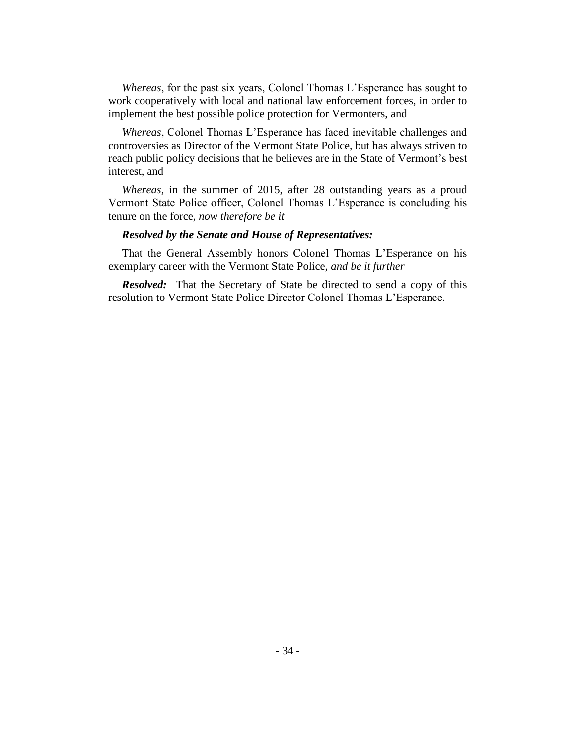*Whereas*, for the past six years, Colonel Thomas L'Esperance has sought to work cooperatively with local and national law enforcement forces, in order to implement the best possible police protection for Vermonters, and

*Whereas*, Colonel Thomas L'Esperance has faced inevitable challenges and controversies as Director of the Vermont State Police, but has always striven to reach public policy decisions that he believes are in the State of Vermont's best interest, and

*Whereas*, in the summer of 2015, after 28 outstanding years as a proud Vermont State Police officer, Colonel Thomas L'Esperance is concluding his tenure on the force, *now therefore be it*

***Resolved by the Senate and House of Representatives:***

That the General Assembly honors Colonel Thomas L'Esperance on his exemplary career with the Vermont State Police, *and be it further*

***Resolved:*** That the Secretary of State be directed to send a copy of this resolution to Vermont State Police Director Colonel Thomas L'Esperance.